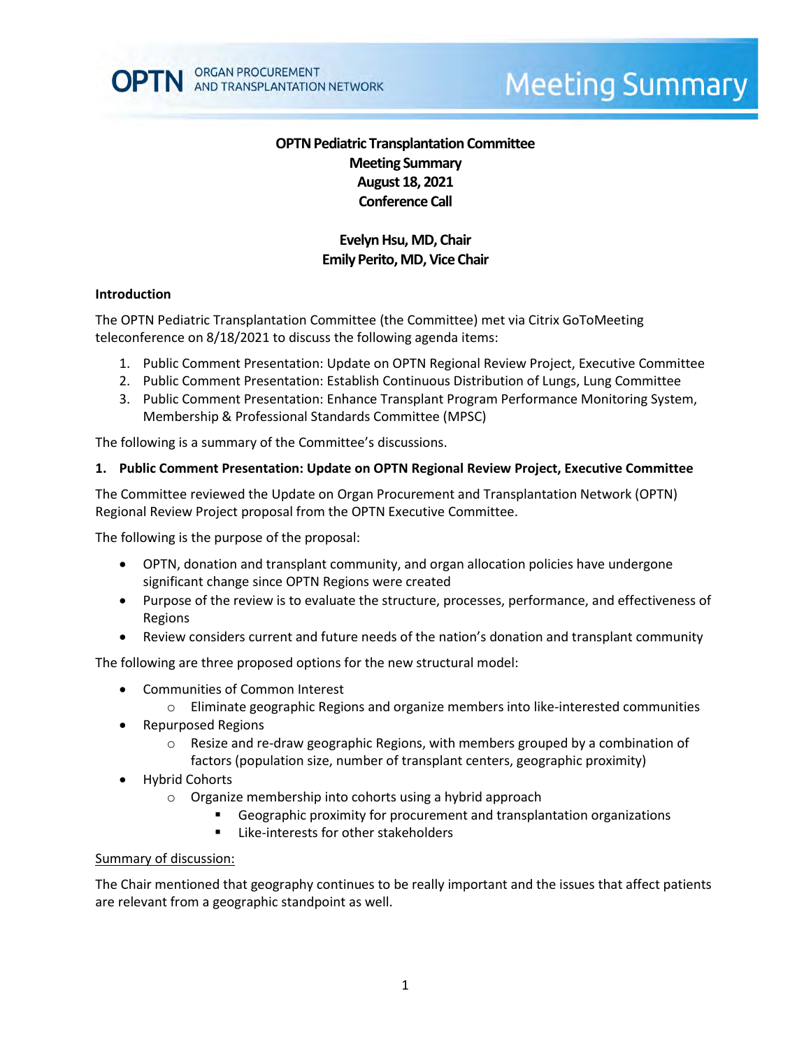# OPTN Pediatric Transplantation Committee
## Meeting Summary
## August 18, 2021
## Conference Call

**Evelyn Hsu, MD, Chair**
**Emily Perito, MD, Vice Chair**

### Introduction

The OPTN Pediatric Transplantation Committee (the Committee) met via Citrix GoToMeeting teleconference on 8/18/2021 to discuss the following agenda items:

1. Public Comment Presentation: Update on OPTN Regional Review Project, Executive Committee
2. Public Comment Presentation: Establish Continuous Distribution of Lungs, Lung Committee
3. Public Comment Presentation: Enhance Transplant Program Performance Monitoring System, Membership & Professional Standards Committee (MPSC)

The following is a summary of the Committee's discussions.

### 1. Public Comment Presentation: Update on OPTN Regional Review Project, Executive Committee

The Committee reviewed the Update on Organ Procurement and Transplantation Network (OPTN) Regional Review Project proposal from the OPTN Executive Committee.

The following is the purpose of the proposal:

- OPTN, donation and transplant community, and organ allocation policies have undergone significant change since OPTN Regions were created
- Purpose of the review is to evaluate the structure, processes, performance, and effectiveness of Regions
- Review considers current and future needs of the nation's donation and transplant community

The following are three proposed options for the new structural model:

- Communities of Common Interest
  - Eliminate geographic Regions and organize members into like-interested communities
- Repurposed Regions
  - Resize and re-draw geographic Regions, with members grouped by a combination of factors (population size, number of transplant centers, geographic proximity)
- Hybrid Cohorts
  - Organize membership into cohorts using a hybrid approach
    - Geographic proximity for procurement and transplantation organizations
    - Like-interests for other stakeholders

Summary of discussion:

The Chair mentioned that geography continues to be really important and the issues that affect patients are relevant from a geographic standpoint as well.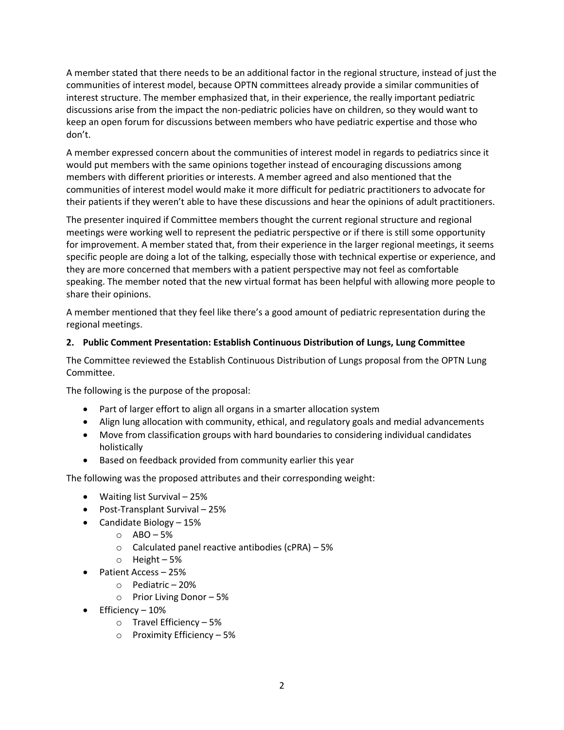A member stated that there needs to be an additional factor in the regional structure, instead of just the communities of interest model, because OPTN committees already provide a similar communities of interest structure. The member emphasized that, in their experience, the really important pediatric discussions arise from the impact the non-pediatric policies have on children, so they would want to keep an open forum for discussions between members who have pediatric expertise and those who don't.

A member expressed concern about the communities of interest model in regards to pediatrics since it would put members with the same opinions together instead of encouraging discussions among members with different priorities or interests. A member agreed and also mentioned that the communities of interest model would make it more difficult for pediatric practitioners to advocate for their patients if they weren't able to have these discussions and hear the opinions of adult practitioners.

The presenter inquired if Committee members thought the current regional structure and regional meetings were working well to represent the pediatric perspective or if there is still some opportunity for improvement. A member stated that, from their experience in the larger regional meetings, it seems specific people are doing a lot of the talking, especially those with technical expertise or experience, and they are more concerned that members with a patient perspective may not feel as comfortable speaking. The member noted that the new virtual format has been helpful with allowing more people to share their opinions.

A member mentioned that they feel like there's a good amount of pediatric representation during the regional meetings.

**2. Public Comment Presentation: Establish Continuous Distribution of Lungs, Lung Committee**

The Committee reviewed the Establish Continuous Distribution of Lungs proposal from the OPTN Lung Committee.

The following is the purpose of the proposal:

- Part of larger effort to align all organs in a smarter allocation system
- Align lung allocation with community, ethical, and regulatory goals and medial advancements
- Move from classification groups with hard boundaries to considering individual candidates holistically
- Based on feedback provided from community earlier this year

The following was the proposed attributes and their corresponding weight:

- Waiting list Survival – 25%
- Post-Transplant Survival – 25%
- Candidate Biology – 15%
  - ABO – 5%
  - Calculated panel reactive antibodies (cPRA) – 5%
  - Height – 5%
- Patient Access – 25%
  - Pediatric – 20%
  - Prior Living Donor – 5%
- Efficiency – 10%
  - Travel Efficiency – 5%
  - Proximity Efficiency – 5%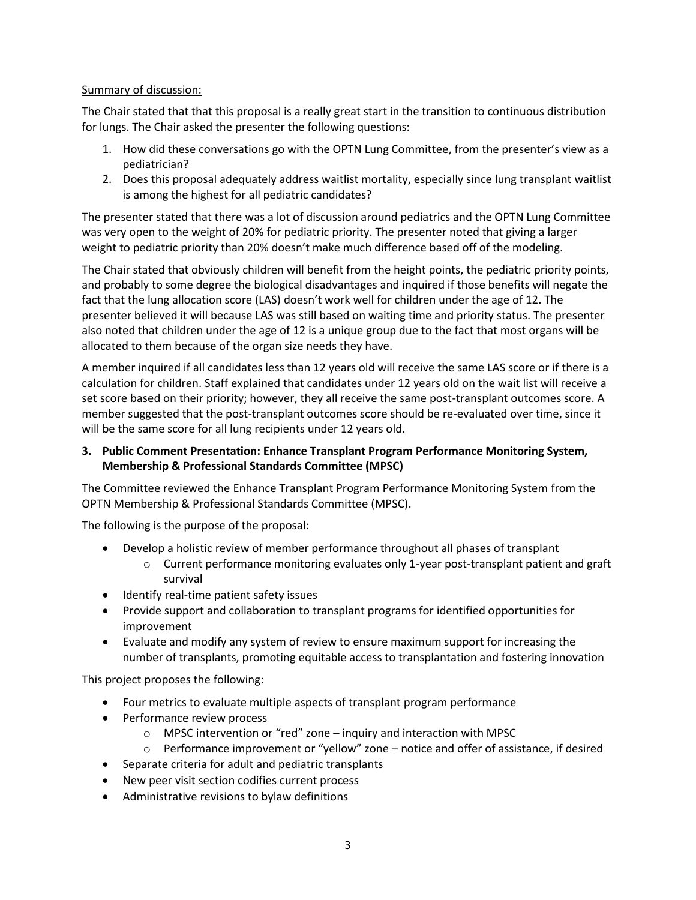Summary of discussion:

The Chair stated that that this proposal is a really great start in the transition to continuous distribution for lungs. The Chair asked the presenter the following questions:

1. How did these conversations go with the OPTN Lung Committee, from the presenter's view as a pediatrician?
2. Does this proposal adequately address waitlist mortality, especially since lung transplant waitlist is among the highest for all pediatric candidates?

The presenter stated that there was a lot of discussion around pediatrics and the OPTN Lung Committee was very open to the weight of 20% for pediatric priority. The presenter noted that giving a larger weight to pediatric priority than 20% doesn't make much difference based off of the modeling.

The Chair stated that obviously children will benefit from the height points, the pediatric priority points, and probably to some degree the biological disadvantages and inquired if those benefits will negate the fact that the lung allocation score (LAS) doesn't work well for children under the age of 12. The presenter believed it will because LAS was still based on waiting time and priority status. The presenter also noted that children under the age of 12 is a unique group due to the fact that most organs will be allocated to them because of the organ size needs they have.

A member inquired if all candidates less than 12 years old will receive the same LAS score or if there is a calculation for children. Staff explained that candidates under 12 years old on the wait list will receive a set score based on their priority; however, they all receive the same post-transplant outcomes score. A member suggested that the post-transplant outcomes score should be re-evaluated over time, since it will be the same score for all lung recipients under 12 years old.

**3. Public Comment Presentation: Enhance Transplant Program Performance Monitoring System, Membership & Professional Standards Committee (MPSC)**

The Committee reviewed the Enhance Transplant Program Performance Monitoring System from the OPTN Membership & Professional Standards Committee (MPSC).

The following is the purpose of the proposal:

- Develop a holistic review of member performance throughout all phases of transplant
  - Current performance monitoring evaluates only 1-year post-transplant patient and graft survival
- Identify real-time patient safety issues
- Provide support and collaboration to transplant programs for identified opportunities for improvement
- Evaluate and modify any system of review to ensure maximum support for increasing the number of transplants, promoting equitable access to transplantation and fostering innovation

This project proposes the following:

- Four metrics to evaluate multiple aspects of transplant program performance
- Performance review process
  - MPSC intervention or "red" zone – inquiry and interaction with MPSC
  - Performance improvement or "yellow" zone – notice and offer of assistance, if desired
- Separate criteria for adult and pediatric transplants
- New peer visit section codifies current process
- Administrative revisions to bylaw definitions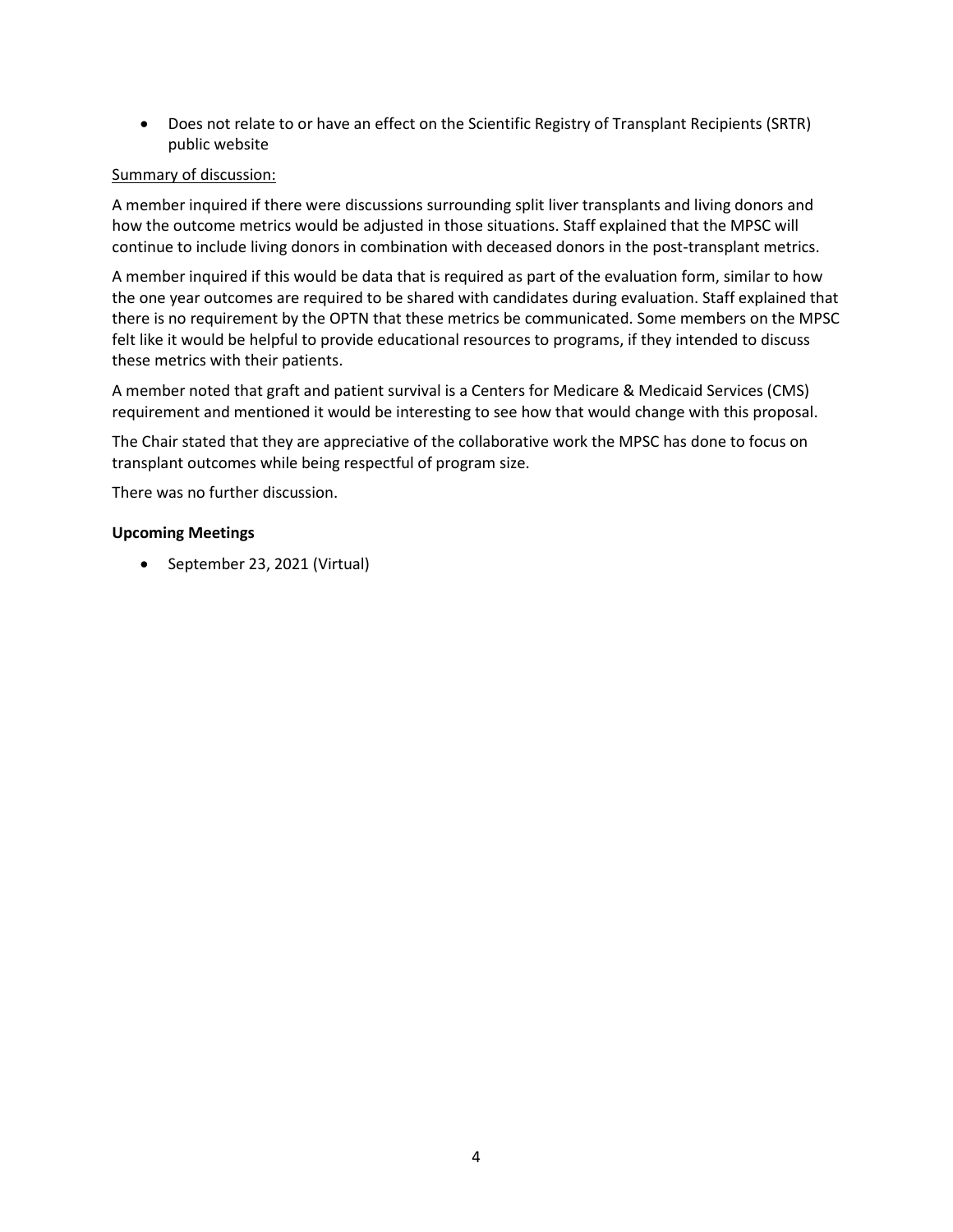- Does not relate to or have an effect on the Scientific Registry of Transplant Recipients (SRTR) public website

Summary of discussion:

A member inquired if there were discussions surrounding split liver transplants and living donors and how the outcome metrics would be adjusted in those situations. Staff explained that the MPSC will continue to include living donors in combination with deceased donors in the post-transplant metrics.

A member inquired if this would be data that is required as part of the evaluation form, similar to how the one year outcomes are required to be shared with candidates during evaluation. Staff explained that there is no requirement by the OPTN that these metrics be communicated. Some members on the MPSC felt like it would be helpful to provide educational resources to programs, if they intended to discuss these metrics with their patients.

A member noted that graft and patient survival is a Centers for Medicare & Medicaid Services (CMS) requirement and mentioned it would be interesting to see how that would change with this proposal.

The Chair stated that they are appreciative of the collaborative work the MPSC has done to focus on transplant outcomes while being respectful of program size.

There was no further discussion.

**Upcoming Meetings**

- September 23, 2021 (Virtual)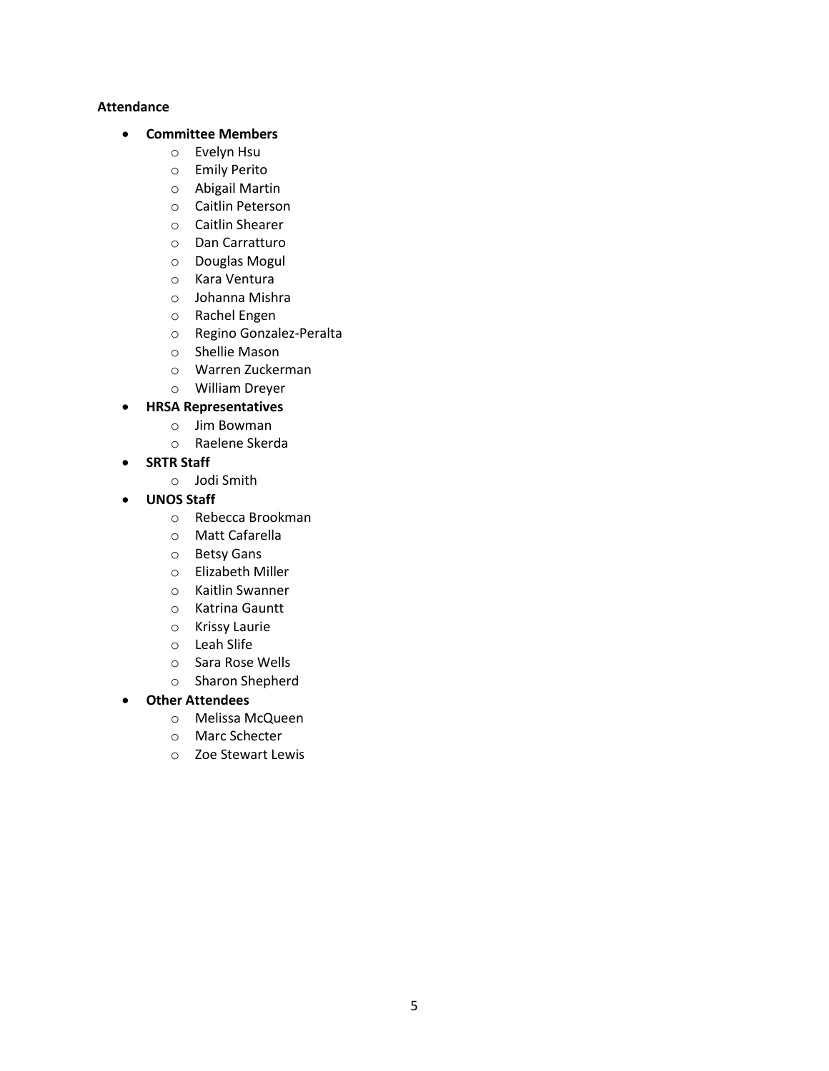**Attendance**

- **Committee Members**
  - Evelyn Hsu
  - Emily Perito
  - Abigail Martin
  - Caitlin Peterson
  - Caitlin Shearer
  - Dan Carratturo
  - Douglas Mogul
  - Kara Ventura
  - Johanna Mishra
  - Rachel Engen
  - Regino Gonzalez-Peralta
  - Shellie Mason
  - Warren Zuckerman
  - William Dreyer
- **HRSA Representatives**
  - Jim Bowman
  - Raelene Skerda
- **SRTR Staff**
  - Jodi Smith
- **UNOS Staff**
  - Rebecca Brookman
  - Matt Cafarella
  - Betsy Gans
  - Elizabeth Miller
  - Kaitlin Swanner
  - Katrina Gauntt
  - Krissy Laurie
  - Leah Slife
  - Sara Rose Wells
  - Sharon Shepherd
- **Other Attendees**
  - Melissa McQueen
  - Marc Schecter
  - Zoe Stewart Lewis